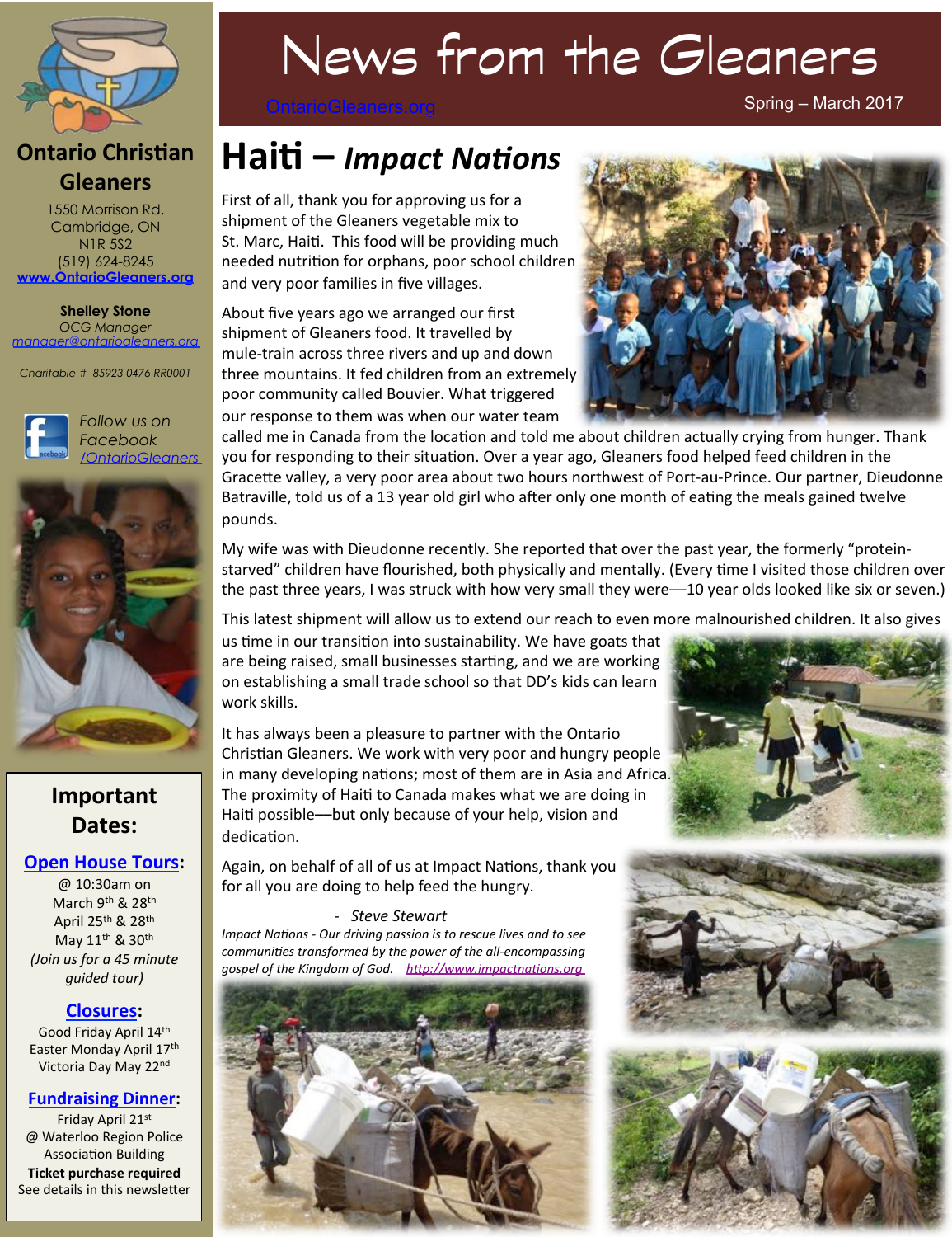# News from the Gleaners

OntarioGleaners.org

Spring – March 2017

## Ontario Christian Gleaners

1550 Morrison Rd,
Cambridge, ON
N1R 5S2
(519) 624-8245
**www.OntarioGleaners.org**

**Shelley Stone**
*OCG Manager*
*manager@ontariogleaners.org*

*Charitable # 85923 0476 RR0001*

*Follow us on Facebook /OntarioGleaners*

## Haiti – *Impact Nations*

First of all, thank you for approving us for a shipment of the Gleaners vegetable mix to St. Marc, Haiti. This food will be providing much needed nutrition for orphans, poor school children and very poor families in five villages.

About five years ago we arranged our first shipment of Gleaners food. It travelled by mule-train across three rivers and up and down three mountains. It fed children from an extremely poor community called Bouvier. What triggered our response to them was when our water team called me in Canada from the location and told me about children actually crying from hunger. Thank you for responding to their situation. Over a year ago, Gleaners food helped feed children in the Gracette valley, a very poor area about two hours northwest of Port-au-Prince. Our partner, Dieudonne Batraville, told us of a 13 year old girl who after only one month of eating the meals gained twelve pounds.

My wife was with Dieudonne recently. She reported that over the past year, the formerly "protein-starved" children have flourished, both physically and mentally. (Every time I visited those children over the past three years, I was struck with how very small they were—10 year olds looked like six or seven.)

This latest shipment will allow us to extend our reach to even more malnourished children. It also gives us time in our transition into sustainability. We have goats that are being raised, small businesses starting, and we are working on establishing a small trade school so that DD's kids can learn work skills.

It has always been a pleasure to partner with the Ontario Christian Gleaners. We work with very poor and hungry people in many developing nations; most of them are in Asia and Africa. The proximity of Haiti to Canada makes what we are doing in Haiti possible—but only because of your help, vision and dedication.

Again, on behalf of all of us at Impact Nations, thank you for all you are doing to help feed the hungry.

- *Steve Stewart*

*Impact Nations - Our driving passion is to rescue lives and to see communities transformed by the power of the all-encompassing gospel of the Kingdom of God.* http://www.impactnations.org

## Important Dates:

**Open House Tours:**
@ 10:30am on
March 9th & 28th
April 25th & 28th
May 11th & 30th
*(Join us for a 45 minute guided tour)*

**Closures:**
Good Friday April 14th
Easter Monday April 17th
Victoria Day May 22nd

**Fundraising Dinner:**
Friday April 21st
@ Waterloo Region Police Association Building
**Ticket purchase required**
See details in this newsletter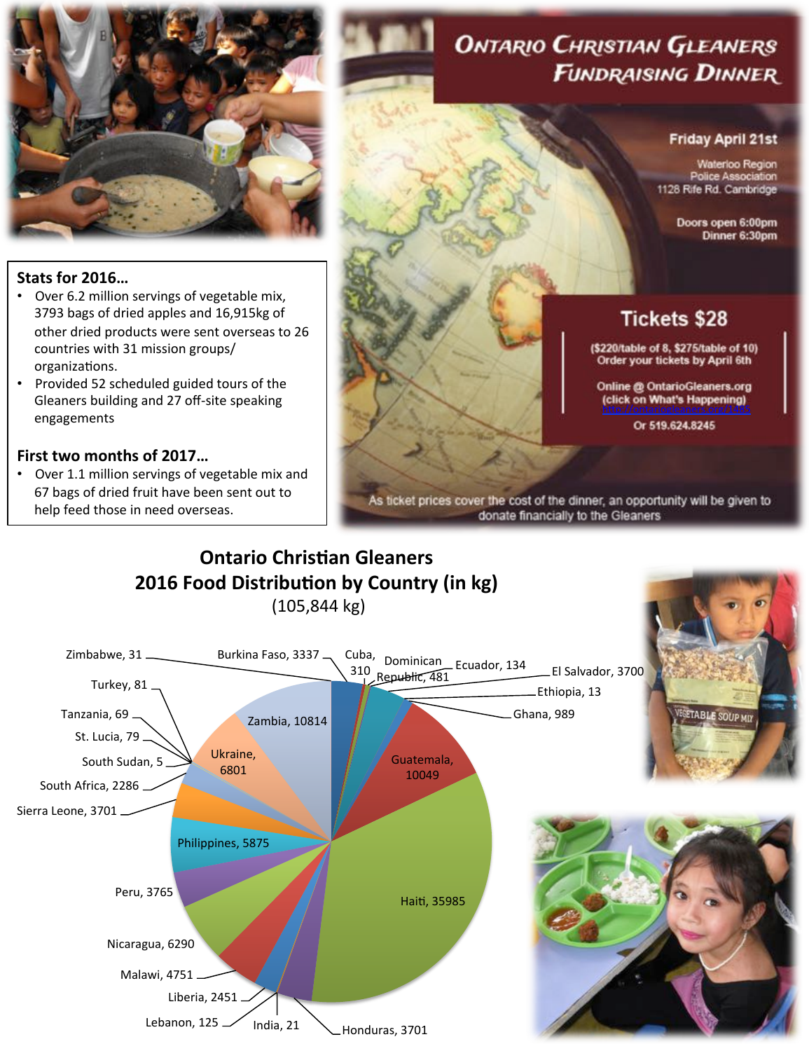## Stats for 2016…

- Over 6.2 million servings of vegetable mix, 3793 bags of dried apples and 16,915kg of other dried products were sent overseas to 26 countries with 31 mission groups/ organizations.
- Provided 52 scheduled guided tours of the Gleaners building and 27 off-site speaking engagements

## First two months of 2017…

- Over 1.1 million servings of vegetable mix and 67 bags of dried fruit have been sent out to help feed those in need overseas.

# Ontario Christian Gleaners Fundraising Dinner

**Friday April 21st**

Waterloo Region Police Association
1128 Rife Rd. Cambridge

Doors open 6:00pm
Dinner 6:30pm

## Tickets $28

($220/table of 8, $275/table of 10)
Order your tickets by April 6th

Online @ OntarioGleaners.org
(click on What's Happening)
http://ontariogleaners.org/1485

Or 519.624.8245

As ticket prices cover the cost of the dinner, an opportunity will be given to donate financially to the Gleaners

## Ontario Christian Gleaners 2016 Food Distribution by Country (in kg)

(105,844 kg)

| Country | kg |
|---|---|
| Burkina Faso | 3337 |
| Cuba | 310 |
| Dominican Republic | 481 |
| Ecuador | 134 |
| El Salvador | 3700 |
| Ethiopia | 13 |
| Ghana | 989 |
| Guatemala | 10049 |
| Haiti | 35985 |
| Honduras | 3701 |
| India | 21 |
| Lebanon | 125 |
| Liberia | 2451 |
| Malawi | 4751 |
| Nicaragua | 6290 |
| Peru | 3765 |
| Philippines | 5875 |
| Sierra Leone | 3701 |
| South Africa | 2286 |
| South Sudan | 5 |
| St. Lucia | 79 |
| Tanzania | 69 |
| Turkey | 81 |
| Ukraine | 6801 |
| Zambia | 10814 |
| Zimbabwe | 31 |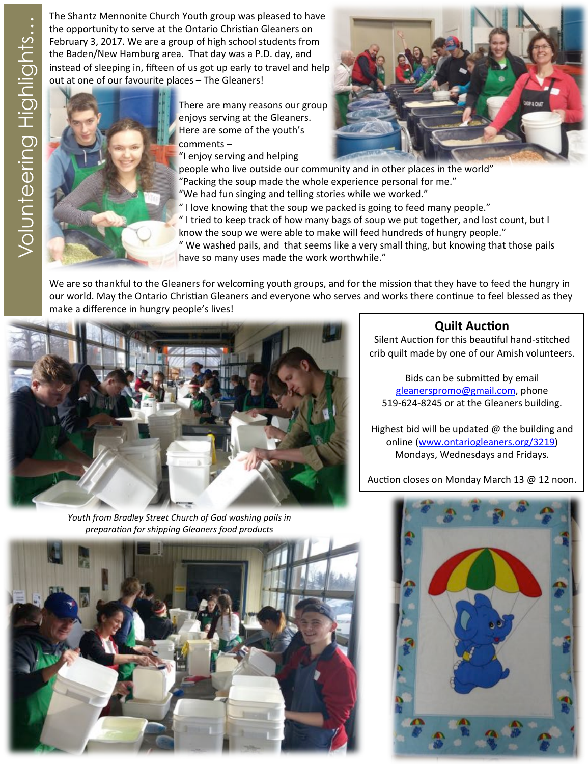# Volunteering Highlights…

The Shantz Mennonite Church Youth group was pleased to have the opportunity to serve at the Ontario Christian Gleaners on February 3, 2017. We are a group of high school students from the Baden/New Hamburg area. That day was a P.D. day, and instead of sleeping in, fifteen of us got up early to travel and help out at one of our favourite places – The Gleaners!

There are many reasons our group enjoys serving at the Gleaners. Here are some of the youth's comments –

"I enjoy serving and helping people who live outside our community and in other places in the world"

"Packing the soup made the whole experience personal for me."

"We had fun singing and telling stories while we worked."

" I love knowing that the soup we packed is going to feed many people."

" I tried to keep track of how many bags of soup we put together, and lost count, but I know the soup we were able to make will feed hundreds of hungry people."

" We washed pails, and that seems like a very small thing, but knowing that those pails have so many uses made the work worthwhile."

We are so thankful to the Gleaners for welcoming youth groups, and for the mission that they have to feed the hungry in our world. May the Ontario Christian Gleaners and everyone who serves and works there continue to feel blessed as they make a difference in hungry people's lives!

*Youth from Bradley Street Church of God washing pails in preparation for shipping Gleaners food products*

## Quilt Auction

Silent Auction for this beautiful hand-stitched crib quilt made by one of our Amish volunteers.

Bids can be submitted by email gleanerspromo@gmail.com, phone 519-624-8245 or at the Gleaners building.

Highest bid will be updated @ the building and online (www.ontariogleaners.org/3219) Mondays, Wednesdays and Fridays.

Auction closes on Monday March 13 @ 12 noon.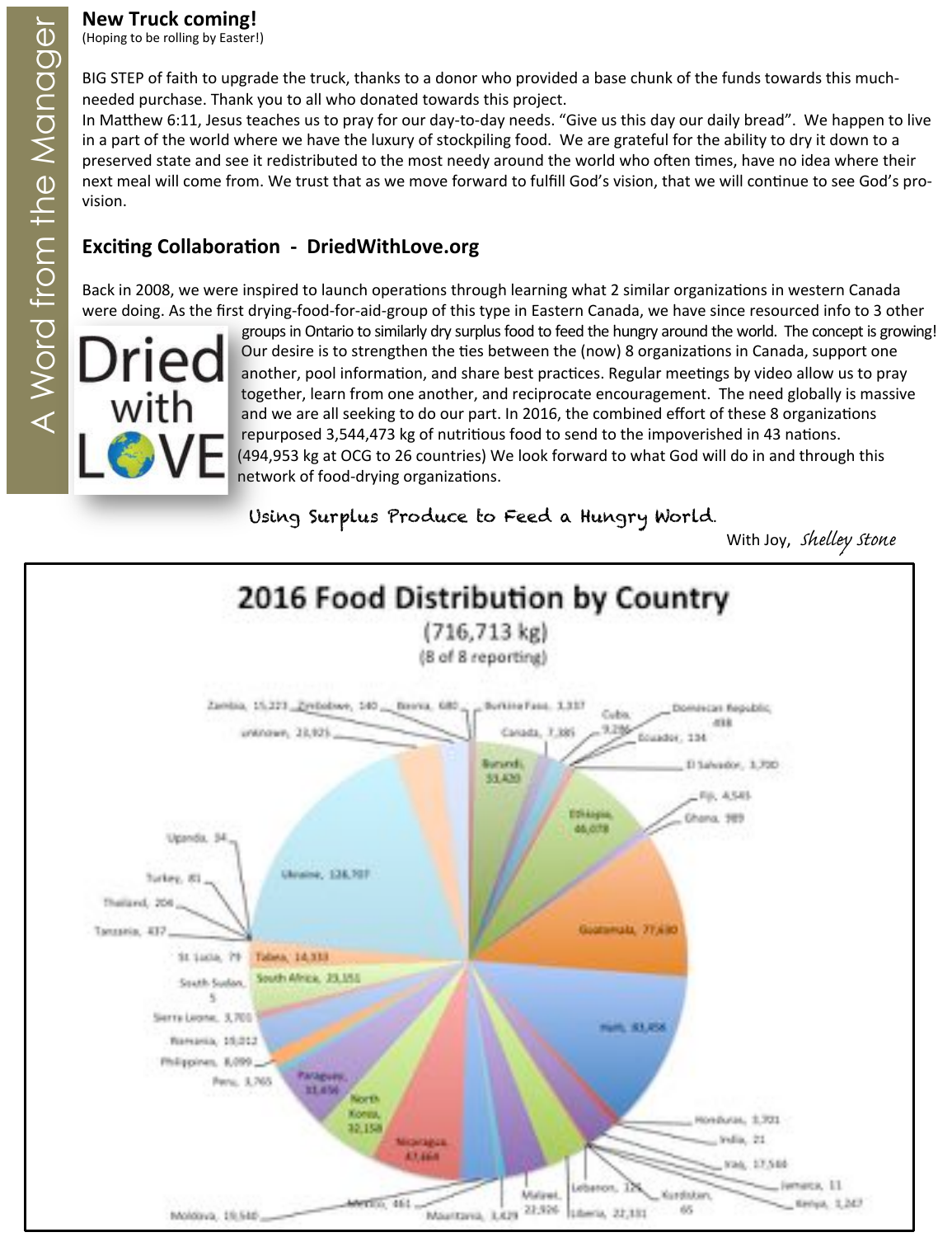A Word from the Manager

## New Truck coming!

(Hoping to be rolling by Easter!)

BIG STEP of faith to upgrade the truck, thanks to a donor who provided a base chunk of the funds towards this much-needed purchase. Thank you to all who donated towards this project.

In Matthew 6:11, Jesus teaches us to pray for our day-to-day needs. "Give us this day our daily bread". We happen to live in a part of the world where we have the luxury of stockpiling food. We are grateful for the ability to dry it down to a preserved state and see it redistributed to the most needy around the world who often times, have no idea where their next meal will come from. We trust that as we move forward to fulfill God's vision, that we will continue to see God's provision.

## Exciting Collaboration - DriedWithLove.org

Back in 2008, we were inspired to launch operations through learning what 2 similar organizations in western Canada were doing. As the first drying-food-for-aid-group of this type in Eastern Canada, we have since resourced info to 3 other groups in Ontario to similarly dry surplus food to feed the hungry around the world. The concept is growing! Our desire is to strengthen the ties between the (now) 8 organizations in Canada, support one another, pool information, and share best practices. Regular meetings by video allow us to pray together, learn from one another, and reciprocate encouragement. The need globally is massive and we are all seeking to do our part. In 2016, the combined effort of these 8 organizations repurposed 3,544,473 kg of nutritious food to send to the impoverished in 43 nations. (494,953 kg at OCG to 26 countries) We look forward to what God will do in and through this network of food-drying organizations.

Dried with LOVE

*Using Surplus Produce to Feed a Hungry World.*

With Joy, *Shelley Stone*

2016 Food Distribution by Country

(716,713 kg)

(8 of 8 reporting)

Zambia, 15,223; Zimbabwe, 140; Bosnia, 680; Burkina Faso, 3,337; Cuba, 9,296; Dominican Republic, 498; Ecuador, 134; Canada, 7,385; unknown, 23,925; El Salvador, 3,700; Burundi, 33,420; Fiji, 4,545; Ghana, 989; Ethiopia, 46,078; Uganda, 34; Ukraine, 128,707; Turkey, 81; Thailand, 204; Tanzania, 437; Guatemala, 77,630; St Lucia, 79; Taiwan, 14,333; South Sudan, 5; South Africa, 23,151; Sierra Leone, 3,701; Haiti, 83,458; Romania, 18,012; Philippines, 8,099; Peru, 3,765; Paraguay, 33,456; North Korea, 32,158; Nicaragua, 47,464; Honduras, 3,721; India, 21; Iraq, 17,548; Jamaica, 11; Kenya, 3,247; Kurdistan, 65; Lebanon, 126; Liberia, 22,131; Malawi, 22,926; Mauritania, 3,429; Mexico, 461; Moldova, 19,540